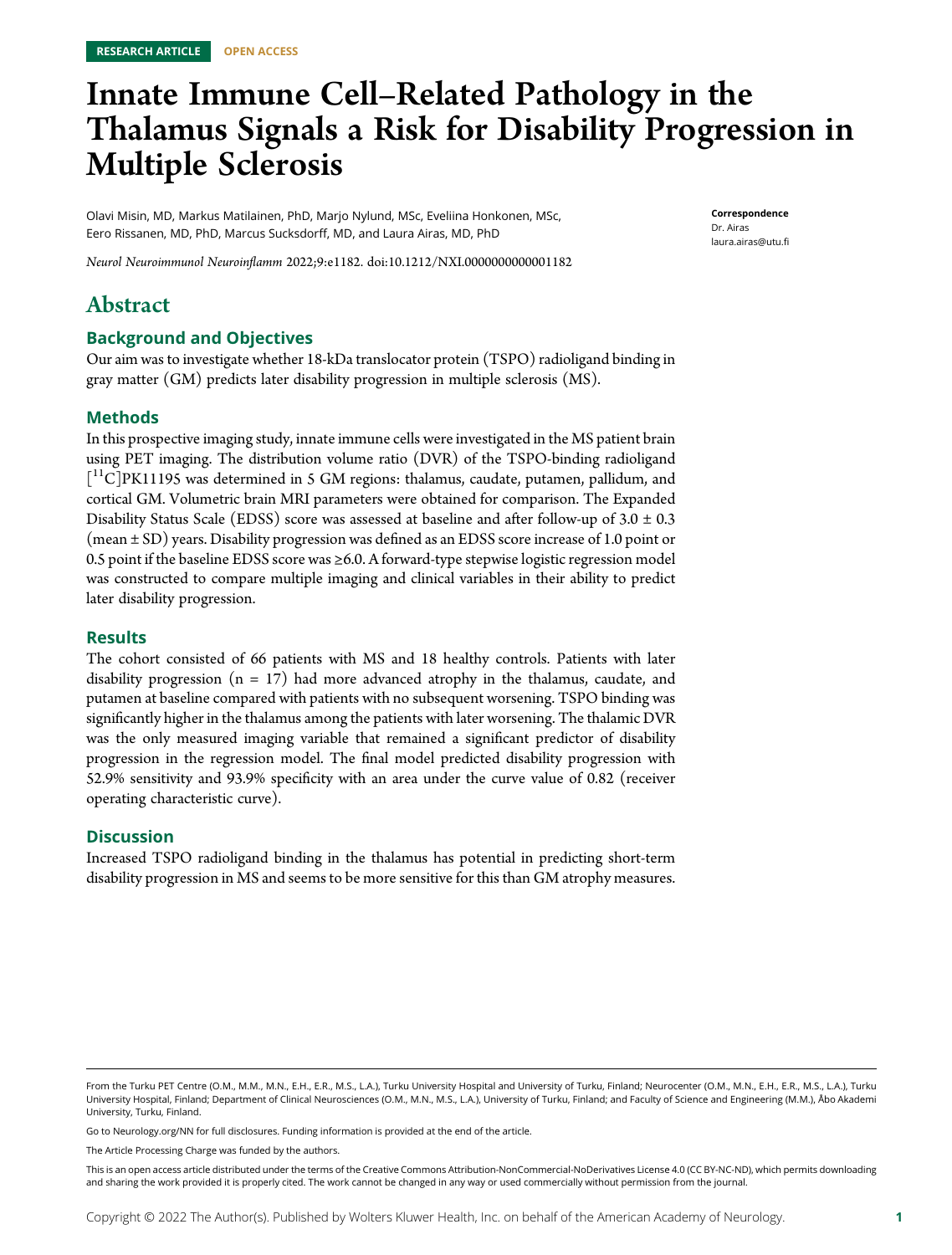RESEARCH ARTICLE OPEN ACCESS

# Innate Immune Cell–Related Pathology in the Thalamus Signals a Risk for Disability Progression in Multiple Sclerosis

Olavi Misin, MD, Markus Matilainen, PhD, Marjo Nylund, MSc, Eveliina Honkonen, MSc, Eero Rissanen, MD, PhD, Marcus Sucksdorff, MD, and Laura Airas, MD, PhD

*Neurol Neuroimmunol Neuroinflamm* 2022;9:e1182. doi:10.1212/NXI.0000000000001182

**Correspondence**
Dr. Airas
laura.airas@utu.fi

## Abstract

### Background and Objectives

Our aim was to investigate whether 18-kDa translocator protein (TSPO) radioligand binding in gray matter (GM) predicts later disability progression in multiple sclerosis (MS).

### Methods

In this prospective imaging study, innate immune cells were investigated in the MS patient brain using PET imaging. The distribution volume ratio (DVR) of the TSPO-binding radioligand [$^{11}$C]PK11195 was determined in 5 GM regions: thalamus, caudate, putamen, pallidum, and cortical GM. Volumetric brain MRI parameters were obtained for comparison. The Expanded Disability Status Scale (EDSS) score was assessed at baseline and after follow-up of 3.0 ± 0.3 (mean ± SD) years. Disability progression was defined as an EDSS score increase of 1.0 point or 0.5 point if the baseline EDSS score was ≥6.0. A forward-type stepwise logistic regression model was constructed to compare multiple imaging and clinical variables in their ability to predict later disability progression.

### Results

The cohort consisted of 66 patients with MS and 18 healthy controls. Patients with later disability progression (n = 17) had more advanced atrophy in the thalamus, caudate, and putamen at baseline compared with patients with no subsequent worsening. TSPO binding was significantly higher in the thalamus among the patients with later worsening. The thalamic DVR was the only measured imaging variable that remained a significant predictor of disability progression in the regression model. The final model predicted disability progression with 52.9% sensitivity and 93.9% specificity with an area under the curve value of 0.82 (receiver operating characteristic curve).

### Discussion

Increased TSPO radioligand binding in the thalamus has potential in predicting short-term disability progression in MS and seems to be more sensitive for this than GM atrophy measures.

From the Turku PET Centre (O.M., M.M., M.N., E.H., E.R., M.S., L.A.), Turku University Hospital and University of Turku, Finland; Neurocenter (O.M., M.N., E.H., E.R., M.S., L.A.), Turku University Hospital, Finland; Department of Clinical Neurosciences (O.M., M.N., M.S., L.A.), University of Turku, Finland; and Faculty of Science and Engineering (M.M.), Åbo Akademi University, Turku, Finland.

Go to Neurology.org/NN for full disclosures. Funding information is provided at the end of the article.

The Article Processing Charge was funded by the authors.

This is an open access article distributed under the terms of the Creative Commons Attribution-NonCommercial-NoDerivatives License 4.0 (CC BY-NC-ND), which permits downloading and sharing the work provided it is properly cited. The work cannot be changed in any way or used commercially without permission from the journal.

Copyright © 2022 The Author(s). Published by Wolters Kluwer Health, Inc. on behalf of the American Academy of Neurology.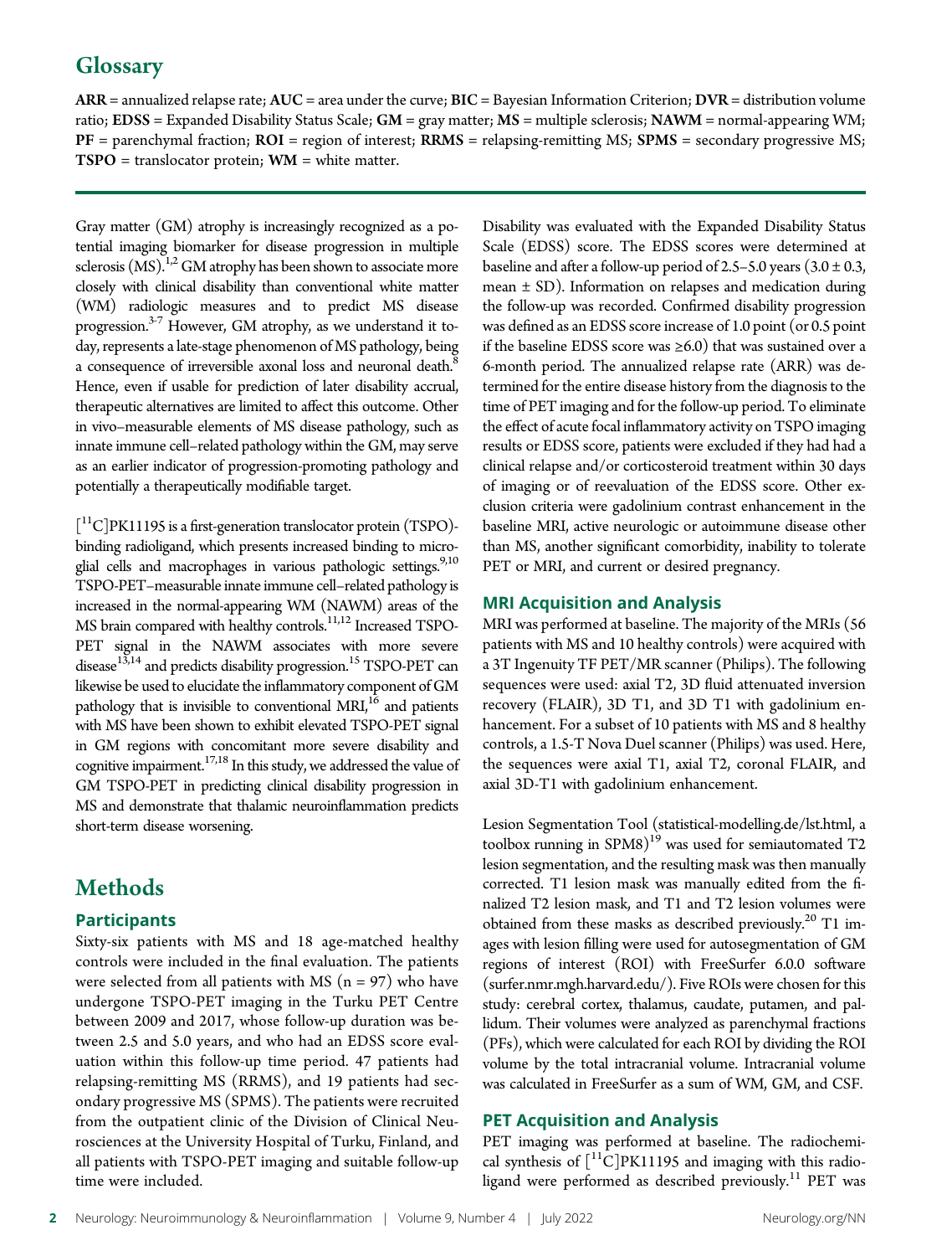## Glossary

**ARR** = annualized relapse rate; **AUC** = area under the curve; **BIC** = Bayesian Information Criterion; **DVR** = distribution volume ratio; **EDSS** = Expanded Disability Status Scale; **GM** = gray matter; **MS** = multiple sclerosis; **NAWM** = normal-appearing WM; **PF** = parenchymal fraction; **ROI** = region of interest; **RRMS** = relapsing-remitting MS; **SPMS** = secondary progressive MS; **TSPO** = translocator protein; **WM** = white matter.

Gray matter (GM) atrophy is increasingly recognized as a potential imaging biomarker for disease progression in multiple sclerosis (MS).[1,2] GM atrophy has been shown to associate more closely with clinical disability than conventional white matter (WM) radiologic measures and to predict MS disease progression.[3-7] However, GM atrophy, as we understand it today, represents a late-stage phenomenon of MS pathology, being a consequence of irreversible axonal loss and neuronal death.[8] Hence, even if usable for prediction of later disability accrual, therapeutic alternatives are limited to affect this outcome. Other in vivo–measurable elements of MS disease pathology, such as innate immune cell–related pathology within the GM, may serve as an earlier indicator of progression-promoting pathology and potentially a therapeutically modifiable target.

[$^{11}$C]PK11195 is a first-generation translocator protein (TSPO)-binding radioligand, which presents increased binding to microglial cells and macrophages in various pathologic settings.[9,10] TSPO-PET–measurable innate immune cell–related pathology is increased in the normal-appearing WM (NAWM) areas of the MS brain compared with healthy controls.[11,12] Increased TSPO-PET signal in the NAWM associates with more severe disease[13,14] and predicts disability progression.[15] TSPO-PET can likewise be used to elucidate the inflammatory component of GM pathology that is invisible to conventional MRI,[16] and patients with MS have been shown to exhibit elevated TSPO-PET signal in GM regions with concomitant more severe disability and cognitive impairment.[17,18] In this study, we addressed the value of GM TSPO-PET in predicting clinical disability progression in MS and demonstrate that thalamic neuroinflammation predicts short-term disease worsening.

# Methods

### Participants

Sixty-six patients with MS and 18 age-matched healthy controls were included in the final evaluation. The patients were selected from all patients with MS (n = 97) who have undergone TSPO-PET imaging in the Turku PET Centre between 2009 and 2017, whose follow-up duration was between 2.5 and 5.0 years, and who had an EDSS score evaluation within this follow-up time period. 47 patients had relapsing-remitting MS (RRMS), and 19 patients had secondary progressive MS (SPMS). The patients were recruited from the outpatient clinic of the Division of Clinical Neurosciences at the University Hospital of Turku, Finland, and all patients with TSPO-PET imaging and suitable follow-up time were included.

Disability was evaluated with the Expanded Disability Status Scale (EDSS) score. The EDSS scores were determined at baseline and after a follow-up period of 2.5–5.0 years (3.0 ± 0.3, mean ± SD). Information on relapses and medication during the follow-up was recorded. Confirmed disability progression was defined as an EDSS score increase of 1.0 point (or 0.5 point if the baseline EDSS score was ≥6.0) that was sustained over a 6-month period. The annualized relapse rate (ARR) was determined for the entire disease history from the diagnosis to the time of PET imaging and for the follow-up period. To eliminate the effect of acute focal inflammatory activity on TSPO imaging results or EDSS score, patients were excluded if they had had a clinical relapse and/or corticosteroid treatment within 30 days of imaging or of reevaluation of the EDSS score. Other exclusion criteria were gadolinium contrast enhancement in the baseline MRI, active neurologic or autoimmune disease other than MS, another significant comorbidity, inability to tolerate PET or MRI, and current or desired pregnancy.

### MRI Acquisition and Analysis

MRI was performed at baseline. The majority of the MRIs (56 patients with MS and 10 healthy controls) were acquired with a 3T Ingenuity TF PET/MR scanner (Philips). The following sequences were used: axial T2, 3D fluid attenuated inversion recovery (FLAIR), 3D T1, and 3D T1 with gadolinium enhancement. For a subset of 10 patients with MS and 8 healthy controls, a 1.5-T Nova Duel scanner (Philips) was used. Here, the sequences were axial T1, axial T2, coronal FLAIR, and axial 3D-T1 with gadolinium enhancement.

Lesion Segmentation Tool (statistical-modelling.de/lst.html, a toolbox running in SPM8)[19] was used for semiautomated T2 lesion segmentation, and the resulting mask was then manually corrected. T1 lesion mask was manually edited from the finalized T2 lesion mask, and T1 and T2 lesion volumes were obtained from these masks as described previously.[20] T1 images with lesion filling were used for autosegmentation of GM regions of interest (ROI) with FreeSurfer 6.0.0 software (surfer.nmr.mgh.harvard.edu/). Five ROIs were chosen for this study: cerebral cortex, thalamus, caudate, putamen, and pallidum. Their volumes were analyzed as parenchymal fractions (PFs), which were calculated for each ROI by dividing the ROI volume by the total intracranial volume. Intracranial volume was calculated in FreeSurfer as a sum of WM, GM, and CSF.

### PET Acquisition and Analysis

PET imaging was performed at baseline. The radiochemical synthesis of [$^{11}$C]PK11195 and imaging with this radioligand were performed as described previously.[11] PET was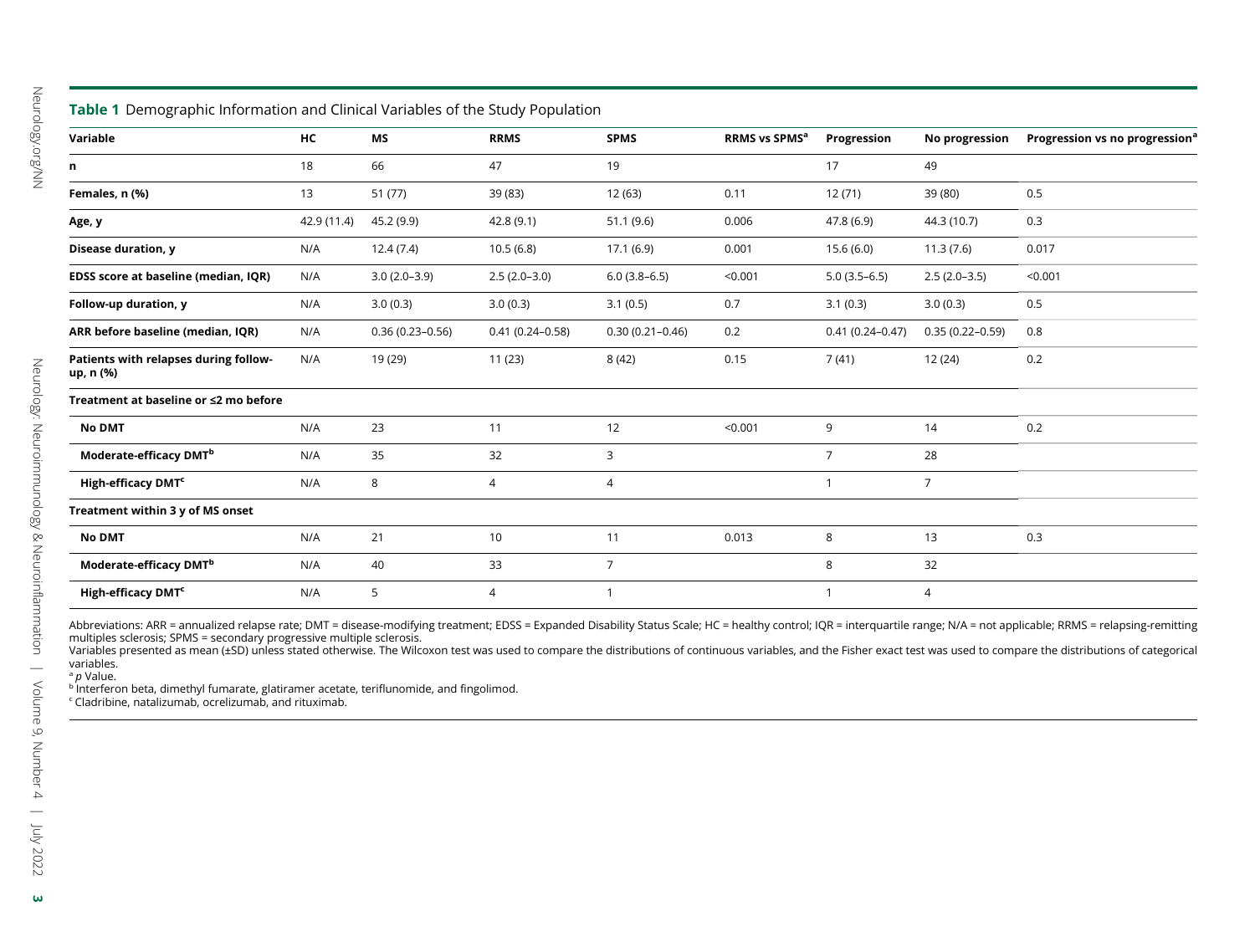**Table 1** Demographic Information and Clinical Variables of the Study Population

| Variable | HC | MS | RRMS | SPMS | RRMS vs SPMS[a] | Progression | No progression | Progression vs no progression[a] |
|---|---|---|---|---|---|---|---|---|
| **n** | 18 | 66 | 47 | 19 | | 17 | 49 | |
| **Females, n (%)** | 13 | 51 (77) | 39 (83) | 12 (63) | 0.11 | 12 (71) | 39 (80) | 0.5 |
| **Age, y** | 42.9 (11.4) | 45.2 (9.9) | 42.8 (9.1) | 51.1 (9.6) | 0.006 | 47.8 (6.9) | 44.3 (10.7) | 0.3 |
| **Disease duration, y** | N/A | 12.4 (7.4) | 10.5 (6.8) | 17.1 (6.9) | 0.001 | 15.6 (6.0) | 11.3 (7.6) | 0.017 |
| **EDSS score at baseline (median, IQR)** | N/A | 3.0 (2.0–3.9) | 2.5 (2.0–3.0) | 6.0 (3.8–6.5) | <0.001 | 5.0 (3.5–6.5) | 2.5 (2.0–3.5) | <0.001 |
| **Follow-up duration, y** | N/A | 3.0 (0.3) | 3.0 (0.3) | 3.1 (0.5) | 0.7 | 3.1 (0.3) | 3.0 (0.3) | 0.5 |
| **ARR before baseline (median, IQR)** | N/A | 0.36 (0.23–0.56) | 0.41 (0.24–0.58) | 0.30 (0.21–0.46) | 0.2 | 0.41 (0.24–0.47) | 0.35 (0.22–0.59) | 0.8 |
| **Patients with relapses during follow-up, n (%)** | N/A | 19 (29) | 11 (23) | 8 (42) | 0.15 | 7 (41) | 12 (24) | 0.2 |
| **Treatment at baseline or ≤2 mo before** | | | | | | | | |
| **No DMT** | N/A | 23 | 11 | 12 | <0.001 | 9 | 14 | 0.2 |
| **Moderate-efficacy DMT[b]** | N/A | 35 | 32 | 3 | | 7 | 28 | |
| **High-efficacy DMT[c]** | N/A | 8 | 4 | 4 | | 1 | 7 | |
| **Treatment within 3 y of MS onset** | | | | | | | | |
| **No DMT** | N/A | 21 | 10 | 11 | 0.013 | 8 | 13 | 0.3 |
| **Moderate-efficacy DMT[b]** | N/A | 40 | 33 | 7 | | 8 | 32 | |
| **High-efficacy DMT[c]** | N/A | 5 | 4 | 1 | | 1 | 4 | |

Abbreviations: ARR = annualized relapse rate; DMT = disease-modifying treatment; EDSS = Expanded Disability Status Scale; HC = healthy control; IQR = interquartile range; N/A = not applicable; RRMS = relapsing-remitting multiples sclerosis; SPMS = secondary progressive multiple sclerosis.

Variables presented as mean (±SD) unless stated otherwise. The Wilcoxon test was used to compare the distributions of continuous variables, and the Fisher exact test was used to compare the distributions of categorical variables.

[a] *p* Value.

[b] Interferon beta, dimethyl fumarate, glatiramer acetate, teriflunomide, and fingolimod.

[c] Cladribine, natalizumab, ocrelizumab, and rituximab.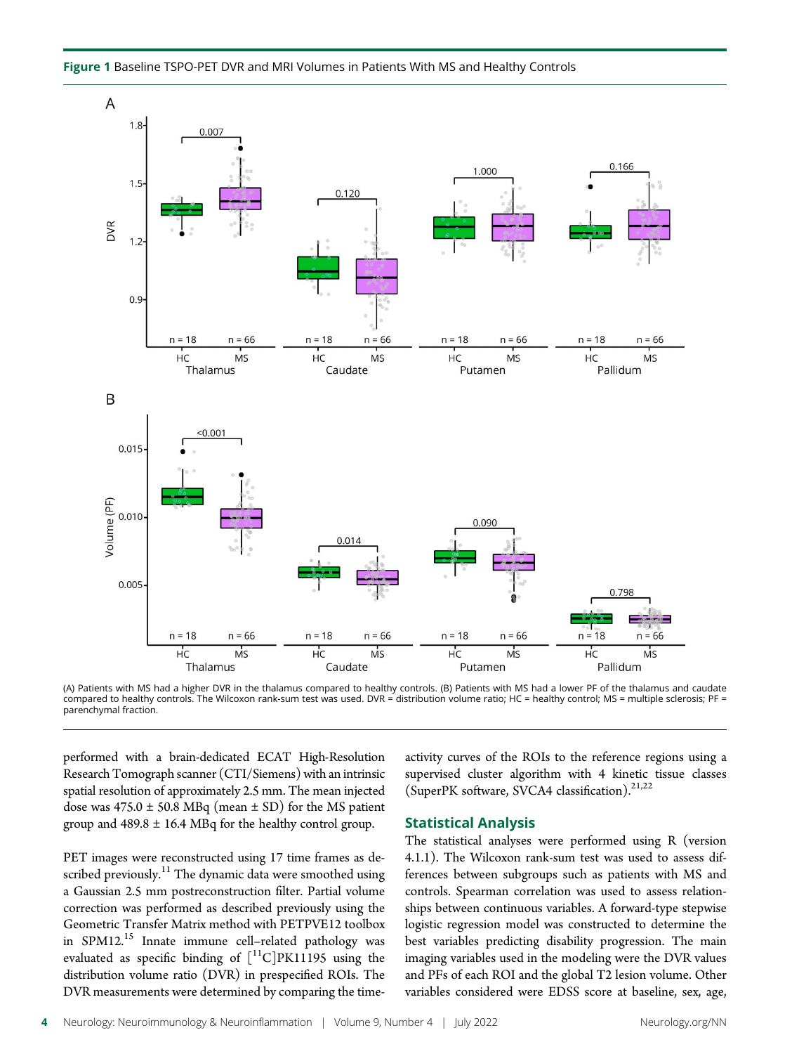**Figure 1** Baseline TSPO-PET DVR and MRI Volumes in Patients With MS and Healthy Controls

(A) Patients with MS had a higher DVR in the thalamus compared to healthy controls. (B) Patients with MS had a lower PF of the thalamus and caudate compared to healthy controls. The Wilcoxon rank-sum test was used. DVR = distribution volume ratio; HC = healthy control; MS = multiple sclerosis; PF = parenchymal fraction.

performed with a brain-dedicated ECAT High-Resolution Research Tomograph scanner (CTI/Siemens) with an intrinsic spatial resolution of approximately 2.5 mm. The mean injected dose was 475.0 ± 50.8 MBq (mean ± SD) for the MS patient group and 489.8 ± 16.4 MBq for the healthy control group.

PET images were reconstructed using 17 time frames as described previously.[11] The dynamic data were smoothed using a Gaussian 2.5 mm postreconstruction filter. Partial volume correction was performed as described previously using the Geometric Transfer Matrix method with PETPVE12 toolbox in SPM12.[15] Innate immune cell–related pathology was evaluated as specific binding of [$^{11}$C]PK11195 using the distribution volume ratio (DVR) in prespecified ROIs. The DVR measurements were determined by comparing the time-activity curves of the ROIs to the reference regions using a supervised cluster algorithm with 4 kinetic tissue classes (SuperPK software, SVCA4 classification).[21,22]

## Statistical Analysis

The statistical analyses were performed using R (version 4.1.1). The Wilcoxon rank-sum test was used to assess differences between subgroups such as patients with MS and controls. Spearman correlation was used to assess relationships between continuous variables. A forward-type stepwise logistic regression model was constructed to determine the best variables predicting disability progression. The main imaging variables used in the modeling were the DVR values and PFs of each ROI and the global T2 lesion volume. Other variables considered were EDSS score at baseline, sex, age,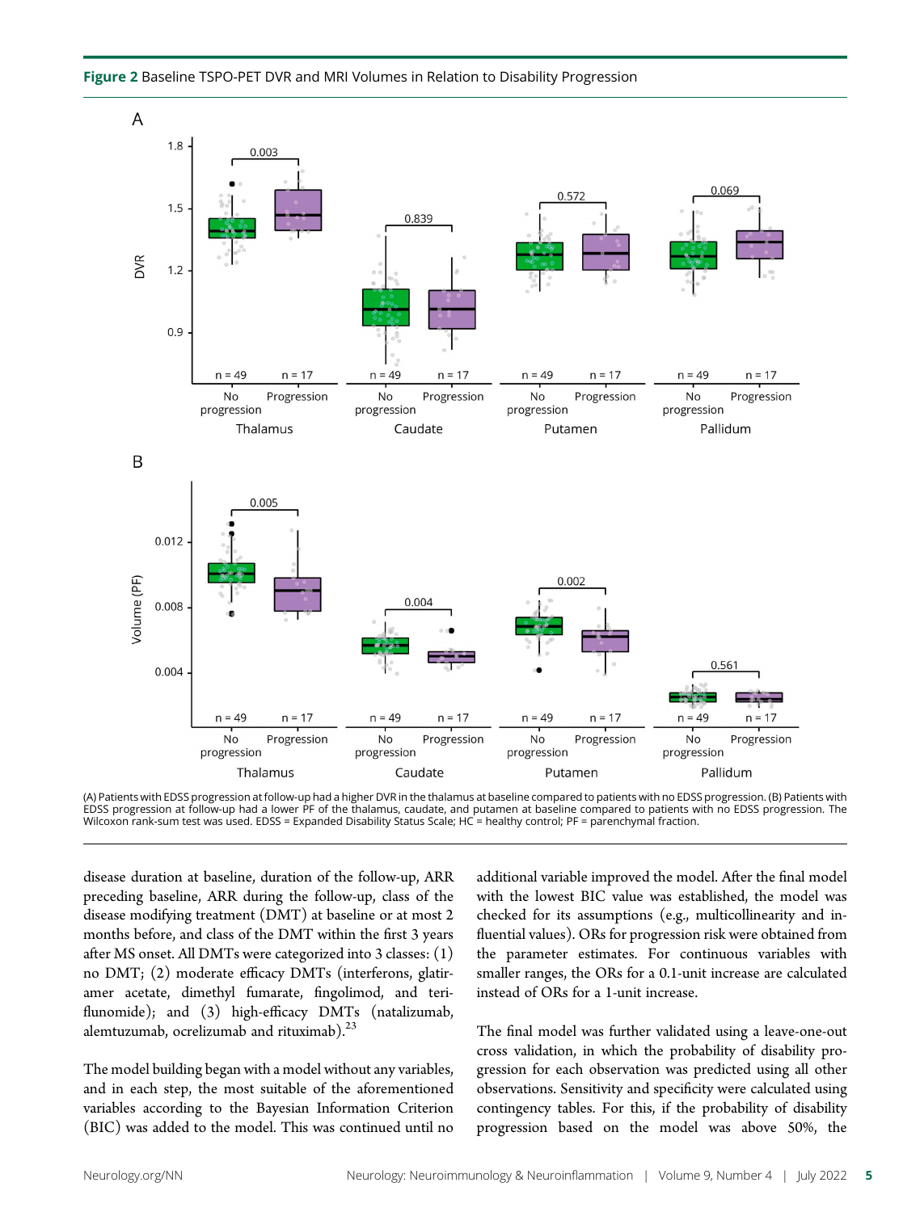**Figure 2** Baseline TSPO-PET DVR and MRI Volumes in Relation to Disability Progression

(A) Patients with EDSS progression at follow-up had a higher DVR in the thalamus at baseline compared to patients with no EDSS progression. (B) Patients with EDSS progression at follow-up had a lower PF of the thalamus, caudate, and putamen at baseline compared to patients with no EDSS progression. The Wilcoxon rank-sum test was used. EDSS = Expanded Disability Status Scale; HC = healthy control; PF = parenchymal fraction.

disease duration at baseline, duration of the follow-up, ARR preceding baseline, ARR during the follow-up, class of the disease modifying treatment (DMT) at baseline or at most 2 months before, and class of the DMT within the first 3 years after MS onset. All DMTs were categorized into 3 classes: (1) no DMT; (2) moderate efficacy DMTs (interferons, glatiramer acetate, dimethyl fumarate, fingolimod, and teriflunomide); and (3) high-efficacy DMTs (natalizumab, alemtuzumab, ocrelizumab and rituximab).[23]

The model building began with a model without any variables, and in each step, the most suitable of the aforementioned variables according to the Bayesian Information Criterion (BIC) was added to the model. This was continued until no additional variable improved the model. After the final model with the lowest BIC value was established, the model was checked for its assumptions (e.g., multicollinearity and influential values). ORs for progression risk were obtained from the parameter estimates. For continuous variables with smaller ranges, the ORs for a 0.1-unit increase are calculated instead of ORs for a 1-unit increase.

The final model was further validated using a leave-one-out cross validation, in which the probability of disability progression for each observation was predicted using all other observations. Sensitivity and specificity were calculated using contingency tables. For this, if the probability of disability progression based on the model was above 50%, the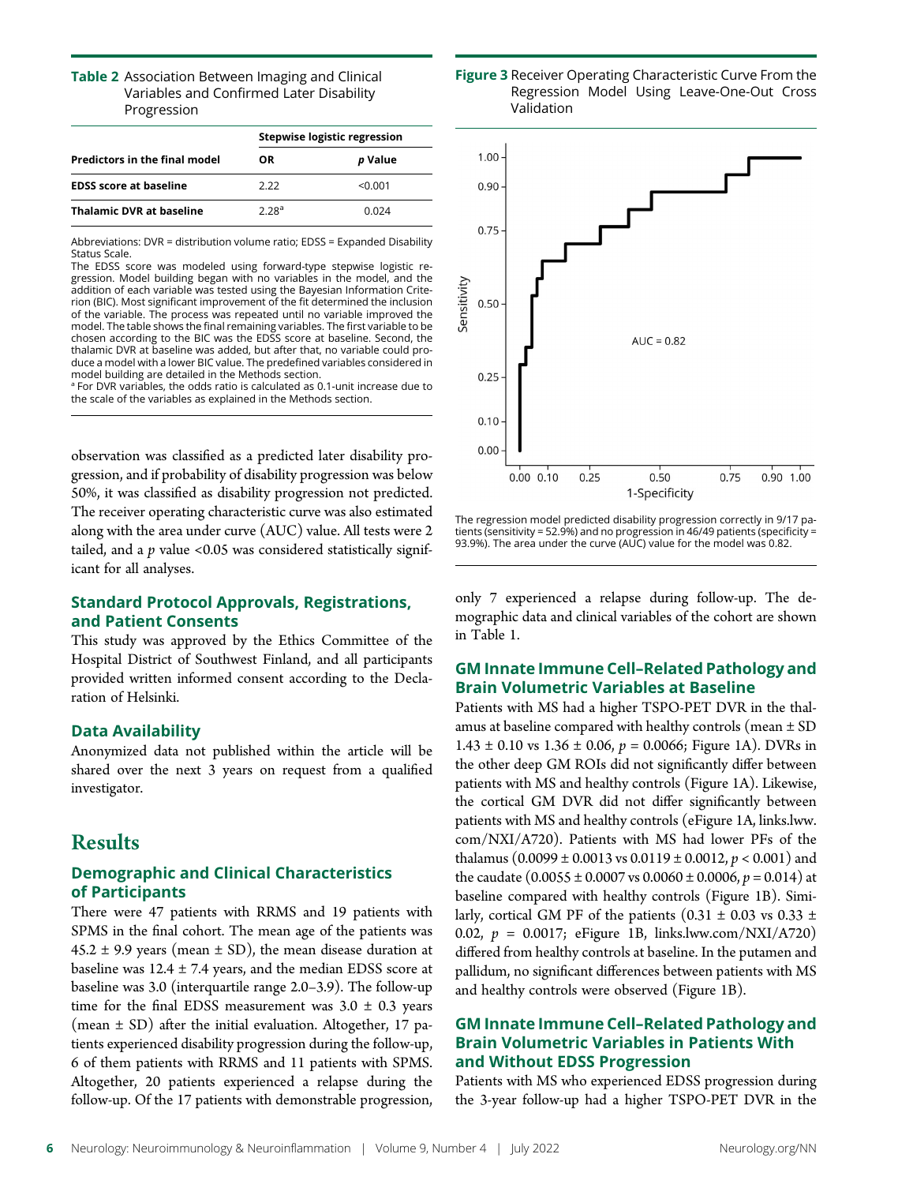**Table 2** Association Between Imaging and Clinical Variables and Confirmed Later Disability Progression

| Predictors in the final model | Stepwise logistic regression | |
|---|---|---|
| | **OR** | ***p* Value** |
| **EDSS score at baseline** | 2.22 | <0.001 |
| **Thalamic DVR at baseline** | 2.28[a] | 0.024 |

Abbreviations: DVR = distribution volume ratio; EDSS = Expanded Disability Status Scale.
The EDSS score was modeled using forward-type stepwise logistic regression. Model building began with no variables in the model, and the addition of each variable was tested using the Bayesian Information Criterion (BIC). Most significant improvement of the fit determined the inclusion of the variable. The process was repeated until no variable improved the model. The table shows the final remaining variables. The first variable to be chosen according to the BIC was the EDSS score at baseline. Second, the thalamic DVR at baseline was added, but after that, no variable could produce a model with a lower BIC value. The predefined variables considered in model building are detailed in the Methods section.
[a] For DVR variables, the odds ratio is calculated as 0.1-unit increase due to the scale of the variables as explained in the Methods section.

observation was classified as a predicted later disability progression, and if probability of disability progression was below 50%, it was classified as disability progression not predicted. The receiver operating characteristic curve was also estimated along with the area under curve (AUC) value. All tests were 2 tailed, and a $p$ value <0.05 was considered statistically significant for all analyses.

### Standard Protocol Approvals, Registrations, and Patient Consents

This study was approved by the Ethics Committee of the Hospital District of Southwest Finland, and all participants provided written informed consent according to the Declaration of Helsinki.

### Data Availability

Anonymized data not published within the article will be shared over the next 3 years on request from a qualified investigator.

## Results

### Demographic and Clinical Characteristics of Participants

There were 47 patients with RRMS and 19 patients with SPMS in the final cohort. The mean age of the patients was 45.2 ± 9.9 years (mean ± SD), the mean disease duration at baseline was 12.4 ± 7.4 years, and the median EDSS score at baseline was 3.0 (interquartile range 2.0–3.9). The follow-up time for the final EDSS measurement was 3.0 ± 0.3 years (mean ± SD) after the initial evaluation. Altogether, 17 patients experienced disability progression during the follow-up, 6 of them patients with RRMS and 11 patients with SPMS. Altogether, 20 patients experienced a relapse during the follow-up. Of the 17 patients with demonstrable progression, only 7 experienced a relapse during follow-up. The demographic data and clinical variables of the cohort are shown in Table 1.

**Figure 3** Receiver Operating Characteristic Curve From the Regression Model Using Leave-One-Out Cross Validation

The regression model predicted disability progression correctly in 9/17 patients (sensitivity = 52.9%) and no progression in 46/49 patients (specificity = 93.9%). The area under the curve (AUC) value for the model was 0.82.

### GM Innate Immune Cell–Related Pathology and Brain Volumetric Variables at Baseline

Patients with MS had a higher TSPO-PET DVR in the thalamus at baseline compared with healthy controls (mean ± SD 1.43 ± 0.10 vs 1.36 ± 0.06, $p$ = 0.0066; Figure 1A). DVRs in the other deep GM ROIs did not significantly differ between patients with MS and healthy controls (Figure 1A). Likewise, the cortical GM DVR did not differ significantly between patients with MS and healthy controls (eFigure 1A, links.lww.com/NXI/A720). Patients with MS had lower PFs of the thalamus (0.0099 ± 0.0013 vs 0.0119 ± 0.0012, $p$ < 0.001) and the caudate (0.0055 ± 0.0007 vs 0.0060 ± 0.0006, $p$ = 0.014) at baseline compared with healthy controls (Figure 1B). Similarly, cortical GM PF of the patients (0.31 ± 0.03 vs 0.33 ± 0.02, $p$ = 0.0017; eFigure 1B, links.lww.com/NXI/A720) differed from healthy controls at baseline. In the putamen and pallidum, no significant differences between patients with MS and healthy controls were observed (Figure 1B).

### GM Innate Immune Cell–Related Pathology and Brain Volumetric Variables in Patients With and Without EDSS Progression

Patients with MS who experienced EDSS progression during the 3-year follow-up had a higher TSPO-PET DVR in the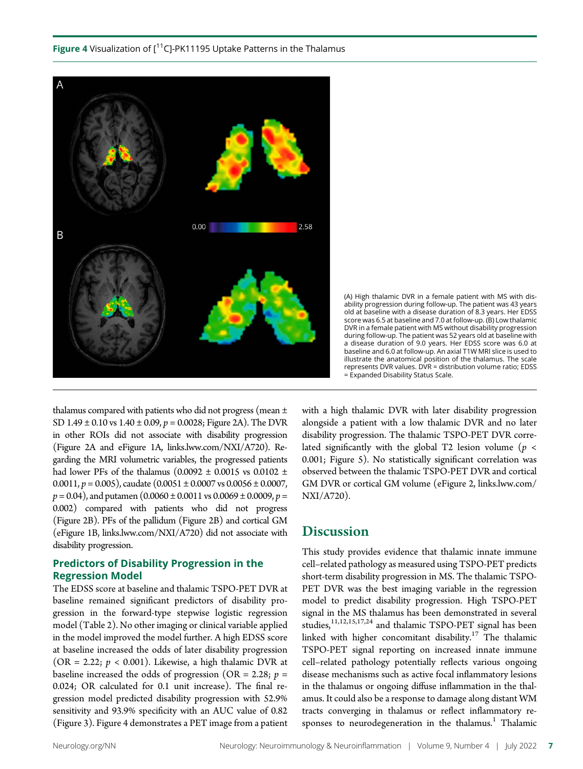**Figure 4** Visualization of [$^{11}$C]-PK11195 Uptake Patterns in the Thalamus

(A) High thalamic DVR in a female patient with MS with disability progression during follow-up. The patient was 43 years old at baseline with a disease duration of 8.3 years. Her EDSS score was 6.5 at baseline and 7.0 at follow-up. (B) Low thalamic DVR in a female patient with MS without disability progression during follow-up. The patient was 52 years old at baseline with a disease duration of 9.0 years. Her EDSS score was 6.0 at baseline and 6.0 at follow-up. An axial T1W MRI slice is used to illustrate the anatomical position of the thalamus. The scale represents DVR values. DVR = distribution volume ratio; EDSS = Expanded Disability Status Scale.

thalamus compared with patients who did not progress (mean ± SD 1.49 ± 0.10 vs 1.40 ± 0.09, $p = 0.0028$; Figure 2A). The DVR in other ROIs did not associate with disability progression (Figure 2A and eFigure 1A, links.lww.com/NXI/A720). Regarding the MRI volumetric variables, the progressed patients had lower PFs of the thalamus (0.0092 ± 0.0015 vs 0.0102 ± 0.0011, $p = 0.005$), caudate (0.0051 ± 0.0007 vs 0.0056 ± 0.0007, $p = 0.04$), and putamen (0.0060 ± 0.0011 vs 0.0069 ± 0.0009, $p = 0.002$) compared with patients who did not progress (Figure 2B). PFs of the pallidum (Figure 2B) and cortical GM (eFigure 1B, links.lww.com/NXI/A720) did not associate with disability progression.

### Predictors of Disability Progression in the Regression Model

The EDSS score at baseline and thalamic TSPO-PET DVR at baseline remained significant predictors of disability progression in the forward-type stepwise logistic regression model (Table 2). No other imaging or clinical variable applied in the model improved the model further. A high EDSS score at baseline increased the odds of later disability progression (OR = 2.22; $p < 0.001$). Likewise, a high thalamic DVR at baseline increased the odds of progression (OR = 2.28; $p = 0.024$; OR calculated for 0.1 unit increase). The final regression model predicted disability progression with 52.9% sensitivity and 93.9% specificity with an AUC value of 0.82 (Figure 3). Figure 4 demonstrates a PET image from a patient with a high thalamic DVR with later disability progression alongside a patient with a low thalamic DVR and no later disability progression. The thalamic TSPO-PET DVR correlated significantly with the global T2 lesion volume ($p < 0.001$; Figure 5). No statistically significant correlation was observed between the thalamic TSPO-PET DVR and cortical GM DVR or cortical GM volume (eFigure 2, links.lww.com/NXI/A720).

## Discussion

This study provides evidence that thalamic innate immune cell–related pathology as measured using TSPO-PET predicts short-term disability progression in MS. The thalamic TSPO-PET DVR was the best imaging variable in the regression model to predict disability progression. High TSPO-PET signal in the MS thalamus has been demonstrated in several studies,[11,12,15,17,24] and thalamic TSPO-PET signal has been linked with higher concomitant disability.[17] The thalamic TSPO-PET signal reporting on increased innate immune cell–related pathology potentially reflects various ongoing disease mechanisms such as active focal inflammatory lesions in the thalamus or ongoing diffuse inflammation in the thalamus. It could also be a response to damage along distant WM tracts converging in thalamus or reflect inflammatory responses to neurodegeneration in the thalamus.[1] Thalamic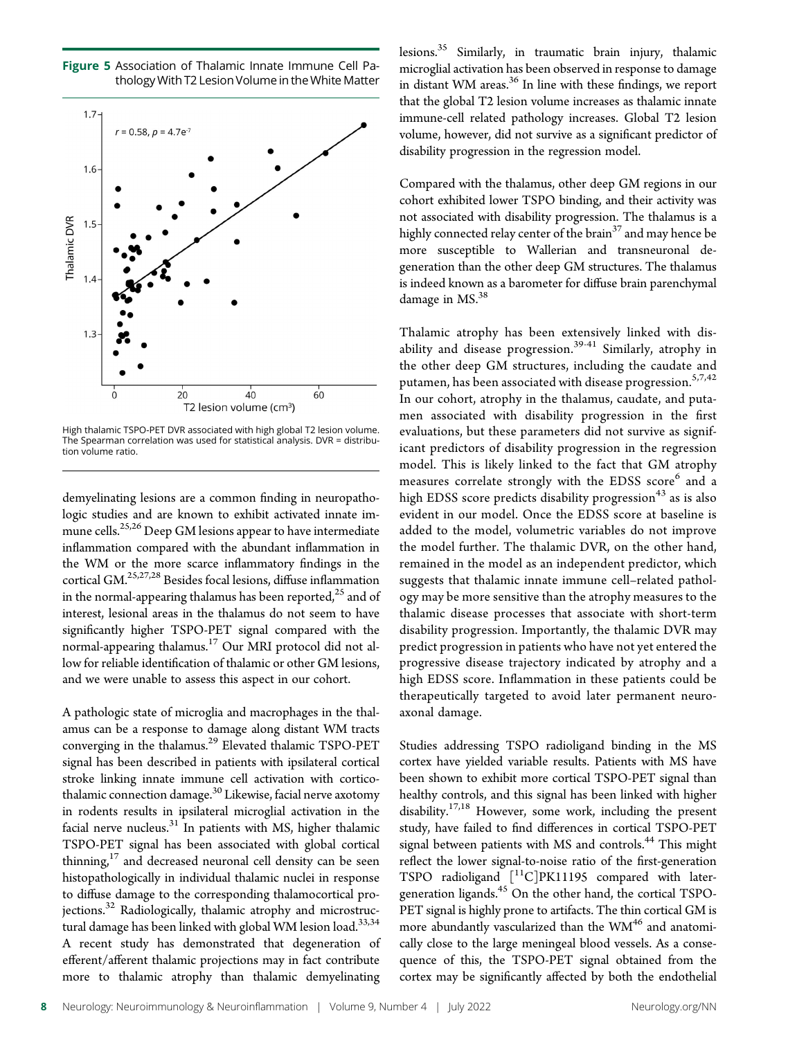**Figure 5** Association of Thalamic Innate Immune Cell Pathology With T2 Lesion Volume in the White Matter

High thalamic TSPO-PET DVR associated with high global T2 lesion volume. The Spearman correlation was used for statistical analysis. DVR = distribution volume ratio.

demyelinating lesions are a common finding in neuropathologic studies and are known to exhibit activated innate immune cells.[25,26] Deep GM lesions appear to have intermediate inflammation compared with the abundant inflammation in the WM or the more scarce inflammatory findings in the cortical GM.[25,27,28] Besides focal lesions, diffuse inflammation in the normal-appearing thalamus has been reported,[25] and of interest, lesional areas in the thalamus do not seem to have significantly higher TSPO-PET signal compared with the normal-appearing thalamus.[17] Our MRI protocol did not allow for reliable identification of thalamic or other GM lesions, and we were unable to assess this aspect in our cohort.

A pathologic state of microglia and macrophages in the thalamus can be a response to damage along distant WM tracts converging in the thalamus.[29] Elevated thalamic TSPO-PET signal has been described in patients with ipsilateral cortical stroke linking innate immune cell activation with corticothalamic connection damage.[30] Likewise, facial nerve axotomy in rodents results in ipsilateral microglial activation in the facial nerve nucleus.[31] In patients with MS, higher thalamic TSPO-PET signal has been associated with global cortical thinning,[17] and decreased neuronal cell density can be seen histopathologically in individual thalamic nuclei in response to diffuse damage to the corresponding thalamocortical projections.[32] Radiologically, thalamic atrophy and microstructural damage has been linked with global WM lesion load.[33,34] A recent study has demonstrated that degeneration of efferent/afferent thalamic projections may in fact contribute more to thalamic atrophy than thalamic demyelinating lesions.[35] Similarly, in traumatic brain injury, thalamic microglial activation has been observed in response to damage in distant WM areas.[36] In line with these findings, we report that the global T2 lesion volume increases as thalamic innate immune-cell related pathology increases. Global T2 lesion volume, however, did not survive as a significant predictor of disability progression in the regression model.

Compared with the thalamus, other deep GM regions in our cohort exhibited lower TSPO binding, and their activity was not associated with disability progression. The thalamus is a highly connected relay center of the brain[37] and may hence be more susceptible to Wallerian and transneuronal degeneration than the other deep GM structures. The thalamus is indeed known as a barometer for diffuse brain parenchymal damage in MS.[38]

Thalamic atrophy has been extensively linked with disability and disease progression.[39-41] Similarly, atrophy in the other deep GM structures, including the caudate and putamen, has been associated with disease progression.[5,7,42] In our cohort, atrophy in the thalamus, caudate, and putamen associated with disability progression in the first evaluations, but these parameters did not survive as significant predictors of disability progression in the regression model. This is likely linked to the fact that GM atrophy measures correlate strongly with the EDSS score[6] and a high EDSS score predicts disability progression[43] as is also evident in our model. Once the EDSS score at baseline is added to the model, volumetric variables do not improve the model further. The thalamic DVR, on the other hand, remained in the model as an independent predictor, which suggests that thalamic innate immune cell–related pathology may be more sensitive than the atrophy measures to the thalamic disease processes that associate with short-term disability progression. Importantly, the thalamic DVR may predict progression in patients who have not yet entered the progressive disease trajectory indicated by atrophy and a high EDSS score. Inflammation in these patients could be therapeutically targeted to avoid later permanent neuroaxonal damage.

Studies addressing TSPO radioligand binding in the MS cortex have yielded variable results. Patients with MS have been shown to exhibit more cortical TSPO-PET signal than healthy controls, and this signal has been linked with higher disability.[17,18] However, some work, including the present study, have failed to find differences in cortical TSPO-PET signal between patients with MS and controls.[44] This might reflect the lower signal-to-noise ratio of the first-generation TSPO radioligand [$^{11}$C]PK11195 compared with later-generation ligands.[45] On the other hand, the cortical TSPO-PET signal is highly prone to artifacts. The thin cortical GM is more abundantly vascularized than the WM[46] and anatomically close to the large meningeal blood vessels. As a consequence of this, the TSPO-PET signal obtained from the cortex may be significantly affected by both the endothelial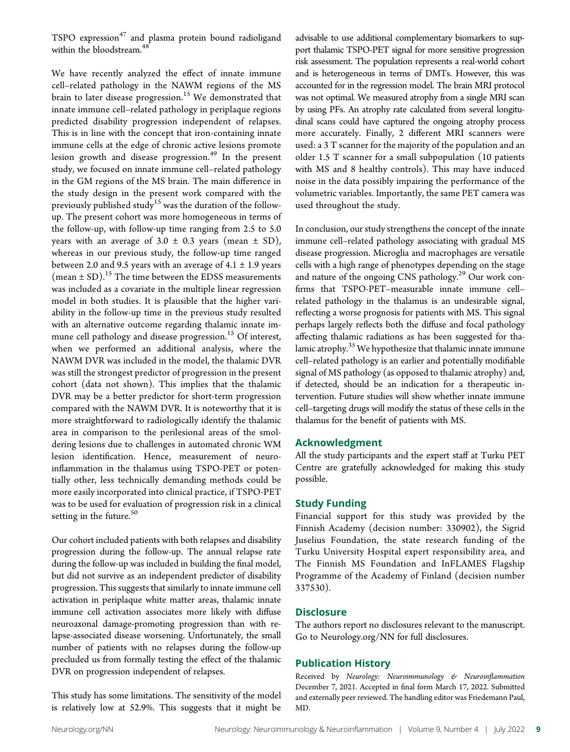TSPO expression[47] and plasma protein bound radioligand within the bloodstream.[48]

We have recently analyzed the effect of innate immune cell–related pathology in the NAWM regions of the MS brain to later disease progression.[15] We demonstrated that innate immune cell–related pathology in periplaque regions predicted disability progression independent of relapses. This is in line with the concept that iron-containing innate immune cells at the edge of chronic active lesions promote lesion growth and disease progression.[49] In the present study, we focused on innate immune cell–related pathology in the GM regions of the MS brain. The main difference in the study design in the present work compared with the previously published study[15] was the duration of the follow-up. The present cohort was more homogeneous in terms of the follow-up, with follow-up time ranging from 2.5 to 5.0 years with an average of 3.0 ± 0.3 years (mean ± SD), whereas in our previous study, the follow-up time ranged between 2.0 and 9.5 years with an average of 4.1 ± 1.9 years (mean ± SD).[15] The time between the EDSS measurements was included as a covariate in the multiple linear regression model in both studies. It is plausible that the higher variability in the follow-up time in the previous study resulted with an alternative outcome regarding thalamic innate immune cell pathology and disease progression.[15] Of interest, when we performed an additional analysis, where the NAWM DVR was included in the model, the thalamic DVR was still the strongest predictor of progression in the present cohort (data not shown). This implies that the thalamic DVR may be a better predictor for short-term progression compared with the NAWM DVR. It is noteworthy that it is more straightforward to radiologically identify the thalamic area in comparison to the perilesional areas of the smoldering lesions due to challenges in automated chronic WM lesion identification. Hence, measurement of neuroinflammation in the thalamus using TSPO-PET or potentially other, less technically demanding methods could be more easily incorporated into clinical practice, if TSPO-PET was to be used for evaluation of progression risk in a clinical setting in the future.[50]

Our cohort included patients with both relapses and disability progression during the follow-up. The annual relapse rate during the follow-up was included in building the final model, but did not survive as an independent predictor of disability progression. This suggests that similarly to innate immune cell activation in periplaque white matter areas, thalamic innate immune cell activation associates more likely with diffuse neuroaxonal damage-promoting progression than with relapse-associated disease worsening. Unfortunately, the small number of patients with no relapses during the follow-up precluded us from formally testing the effect of the thalamic DVR on progression independent of relapses.

This study has some limitations. The sensitivity of the model is relatively low at 52.9%. This suggests that it might be advisable to use additional complementary biomarkers to support thalamic TSPO-PET signal for more sensitive progression risk assessment. The population represents a real-world cohort and is heterogeneous in terms of DMTs. However, this was accounted for in the regression model. The brain MRI protocol was not optimal. We measured atrophy from a single MRI scan by using PFs. An atrophy rate calculated from several longitudinal scans could have captured the ongoing atrophy process more accurately. Finally, 2 different MRI scanners were used: a 3 T scanner for the majority of the population and an older 1.5 T scanner for a small subpopulation (10 patients with MS and 8 healthy controls). This may have induced noise in the data possibly impairing the performance of the volumetric variables. Importantly, the same PET camera was used throughout the study.

In conclusion, our study strengthens the concept of the innate immune cell–related pathology associating with gradual MS disease progression. Microglia and macrophages are versatile cells with a high range of phenotypes depending on the stage and nature of the ongoing CNS pathology.[29] Our work confirms that TSPO-PET–measurable innate immune cell–related pathology in the thalamus is an undesirable signal, reflecting a worse prognosis for patients with MS. This signal perhaps largely reflects both the diffuse and focal pathology affecting thalamic radiations as has been suggested for thalamic atrophy.[35] We hypothesize that thalamic innate immune cell–related pathology is an earlier and potentially modifiable signal of MS pathology (as opposed to thalamic atrophy) and, if detected, should be an indication for a therapeutic intervention. Future studies will show whether innate immune cell–targeting drugs will modify the status of these cells in the thalamus for the benefit of patients with MS.

## Acknowledgment

All the study participants and the expert staff at Turku PET Centre are gratefully acknowledged for making this study possible.

## Study Funding

Financial support for this study was provided by the Finnish Academy (decision number: 330902), the Sigrid Juselius Foundation, the state research funding of the Turku University Hospital expert responsibility area, and The Finnish MS Foundation and InFLAMES Flagship Programme of the Academy of Finland (decision number 337530).

## Disclosure

The authors report no disclosures relevant to the manuscript. Go to Neurology.org/NN for full disclosures.

## Publication History

Received by *Neurology: Neuroimmunology & Neuroinflammation* December 7, 2021. Accepted in final form March 17, 2022. Submitted and externally peer reviewed. The handling editor was Friedemann Paul, MD.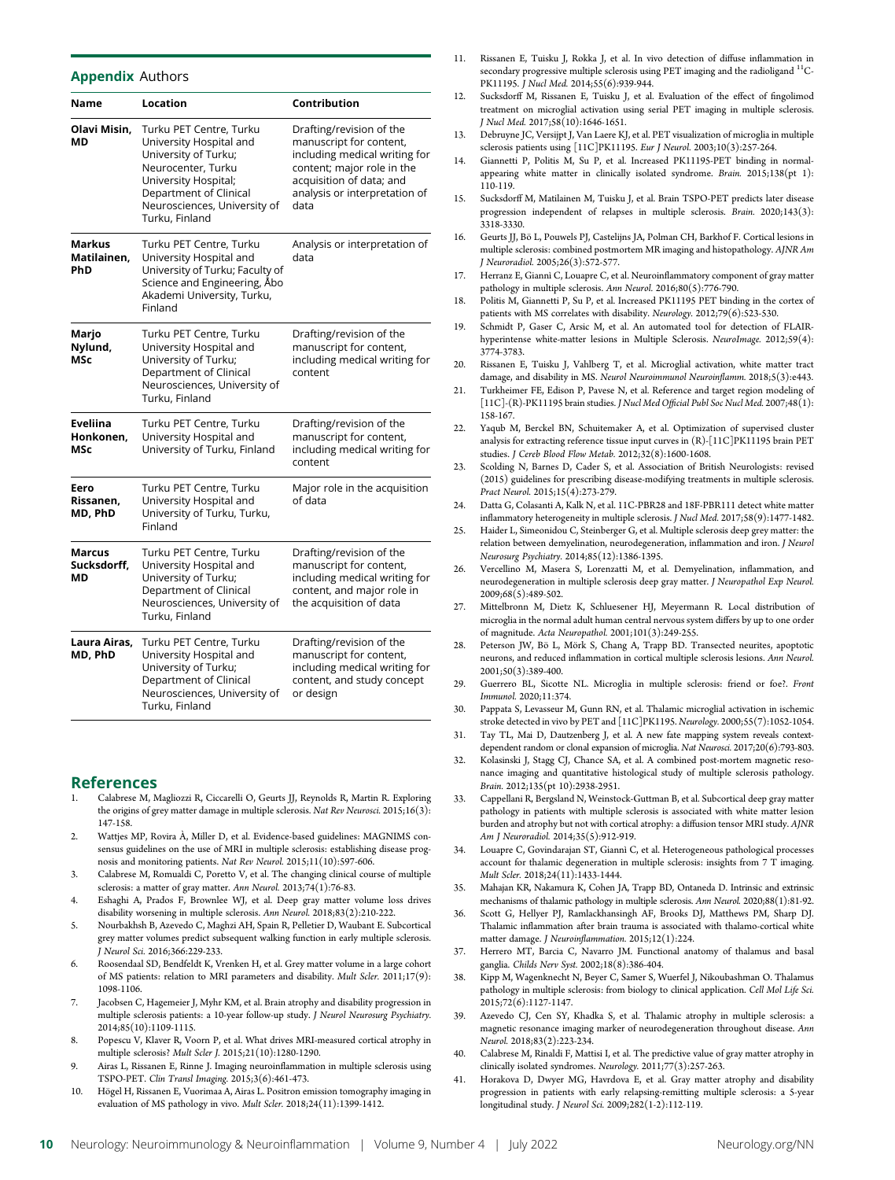## Appendix Authors

| Name | Location | Contribution |
| --- | --- | --- |
| **Olavi Misin, MD** | Turku PET Centre, Turku University Hospital and University of Turku; Neurocenter, Turku University Hospital; Department of Clinical Neurosciences, University of Turku, Finland | Drafting/revision of the manuscript for content, including medical writing for content; major role in the acquisition of data; and analysis or interpretation of data |
| **Markus Matilainen, PhD** | Turku PET Centre, Turku University Hospital and University of Turku; Faculty of Science and Engineering, Åbo Akademi University, Turku, Finland | Analysis or interpretation of data |
| **Marjo Nylund, MSc** | Turku PET Centre, Turku University Hospital and University of Turku; Department of Clinical Neurosciences, University of Turku, Finland | Drafting/revision of the manuscript for content, including medical writing for content |
| **Eveliina Honkonen, MSc** | Turku PET Centre, Turku University Hospital and University of Turku, Finland | Drafting/revision of the manuscript for content, including medical writing for content |
| **Eero Rissanen, MD, PhD** | Turku PET Centre, Turku University Hospital and University of Turku, Turku, Finland | Major role in the acquisition of data |
| **Marcus Sucksdorff, MD** | Turku PET Centre, Turku University Hospital and University of Turku; Department of Clinical Neurosciences, University of Turku, Finland | Drafting/revision of the manuscript for content, including medical writing for content, and major role in the acquisition of data |
| **Laura Airas, MD, PhD** | Turku PET Centre, Turku University Hospital and University of Turku; Department of Clinical Neurosciences, University of Turku, Finland | Drafting/revision of the manuscript for content, including medical writing for content, and study concept or design |

## References

1. Calabrese M, Magliozzi R, Ciccarelli O, Geurts JJ, Reynolds R, Martin R. Exploring the origins of grey matter damage in multiple sclerosis. *Nat Rev Neurosci.* 2015;16(3):147-158.
2. Wattjes MP, Rovira À, Miller D, et al. Evidence-based guidelines: MAGNIMS consensus guidelines on the use of MRI in multiple sclerosis: establishing disease prognosis and monitoring patients. *Nat Rev Neurol.* 2015;11(10):597-606.
3. Calabrese M, Romualdi C, Poretto V, et al. The changing clinical course of multiple sclerosis: a matter of gray matter. *Ann Neurol.* 2013;74(1):76-83.
4. Eshaghi A, Prados F, Brownlee WJ, et al. Deep gray matter volume loss drives disability worsening in multiple sclerosis. *Ann Neurol.* 2018;83(2):210-222.
5. Nourbakhsh B, Azevedo C, Maghzi AH, Spain R, Pelletier D, Waubant E. Subcortical grey matter volumes predict subsequent walking function in early multiple sclerosis. *J Neurol Sci.* 2016;366:229-233.
6. Roosendaal SD, Bendfeldt K, Vrenken H, et al. Grey matter volume in a large cohort of MS patients: relation to MRI parameters and disability. *Mult Scler.* 2011;17(9):1098-1106.
7. Jacobsen C, Hagemeier J, Myhr KM, et al. Brain atrophy and disability progression in multiple sclerosis patients: a 10-year follow-up study. *J Neurol Neurosurg Psychiatry.* 2014;85(10):1109-1115.
8. Popescu V, Klaver R, Voorn P, et al. What drives MRI-measured cortical atrophy in multiple sclerosis? *Mult Scler J.* 2015;21(10):1280-1290.
9. Airas L, Rissanen E, Rinne J. Imaging neuroinflammation in multiple sclerosis using TSPO-PET. *Clin Transl Imaging.* 2015;3(6):461-473.
10. Högel H, Rissanen E, Vuorimaa A, Airas L. Positron emission tomography imaging in evaluation of MS pathology in vivo. *Mult Scler.* 2018;24(11):1399-1412.
11. Rissanen E, Tuisku J, Rokka J, et al. In vivo detection of diffuse inflammation in secondary progressive multiple sclerosis using PET imaging and the radioligand $^{11}$C-PK11195. *J Nucl Med.* 2014;55(6):939-944.
12. Sucksdorff M, Rissanen E, Tuisku J, et al. Evaluation of the effect of fingolimod treatment on microglial activation using serial PET imaging in multiple sclerosis. *J Nucl Med.* 2017;58(10):1646-1651.
13. Debruyne JC, Versijpt J, Van Laere KJ, et al. PET visualization of microglia in multiple sclerosis patients using [11C]PK11195. *Eur J Neurol.* 2003;10(3):257-264.
14. Giannetti P, Politis M, Su P, et al. Increased PK11195-PET binding in normal-appearing white matter in clinically isolated syndrome. *Brain.* 2015;138(pt 1):110-119.
15. Sucksdorff M, Matilainen M, Tuisku J, et al. Brain TSPO-PET predicts later disease progression independent of relapses in multiple sclerosis. *Brain.* 2020;143(3):3318-3330.
16. Geurts JJ, Bö L, Pouwels PJ, Castelijns JA, Polman CH, Barkhof F. Cortical lesions in multiple sclerosis: combined postmortem MR imaging and histopathology. *AJNR Am J Neuroradiol.* 2005;26(3):572-577.
17. Herranz E, Giannì C, Louapre C, et al. Neuroinflammatory component of gray matter pathology in multiple sclerosis. *Ann Neurol.* 2016;80(5):776-790.
18. Politis M, Giannetti P, Su P, et al. Increased PK11195 PET binding in the cortex of patients with MS correlates with disability. *Neurology.* 2012;79(6):523-530.
19. Schmidt P, Gaser C, Arsic M, et al. An automated tool for detection of FLAIR-hyperintense white-matter lesions in Multiple Sclerosis. *NeuroImage.* 2012;59(4):3774-3783.
20. Rissanen E, Tuisku J, Vahlberg T, et al. Microglial activation, white matter tract damage, and disability in MS. *Neurol Neuroimmunol Neuroinflamm.* 2018;5(3):e443.
21. Turkheimer FE, Edison P, Pavese N, et al. Reference and target region modeling of [11C]-(R)-PK11195 brain studies. *J Nucl Med Official Publ Soc Nucl Med.* 2007;48(1):158-167.
22. Yaqub M, Berckel BN, Schuitemaker A, et al. Optimization of supervised cluster analysis for extracting reference tissue input curves in (R)-[11C]PK11195 brain PET studies. *J Cereb Blood Flow Metab.* 2012;32(8):1600-1608.
23. Scolding N, Barnes D, Cader S, et al. Association of British Neurologists: revised (2015) guidelines for prescribing disease-modifying treatments in multiple sclerosis. *Pract Neurol.* 2015;15(4):273-279.
24. Datta G, Colasanti A, Kalk N, et al. 11C-PBR28 and 18F-PBR111 detect white matter inflammatory heterogeneity in multiple sclerosis. *J Nucl Med.* 2017;58(9):1477-1482.
25. Haider L, Simeonidou C, Steinberger G, et al. Multiple sclerosis deep grey matter: the relation between demyelination, neurodegeneration, inflammation and iron. *J Neurol Neurosurg Psychiatry.* 2014;85(12):1386-1395.
26. Vercellino M, Masera S, Lorenzatti M, et al. Demyelination, inflammation, and neurodegeneration in multiple sclerosis deep gray matter. *J Neuropathol Exp Neurol.* 2009;68(5):489-502.
27. Mittelbronn M, Dietz K, Schluesener HJ, Meyermann R. Local distribution of microglia in the normal adult human central nervous system differs by up to one order of magnitude. *Acta Neuropathol.* 2001;101(3):249-255.
28. Peterson JW, Bö L, Mörk S, Chang A, Trapp BD. Transected neurites, apoptotic neurons, and reduced inflammation in cortical multiple sclerosis lesions. *Ann Neurol.* 2001;50(3):389-400.
29. Guerrero BL, Sicotte NL. Microglia in multiple sclerosis: friend or foe?. *Front Immunol.* 2020;11:374.
30. Pappata S, Levasseur M, Gunn RN, et al. Thalamic microglial activation in ischemic stroke detected in vivo by PET and [11C]PK11195. *Neurology.* 2000;55(7):1052-1054.
31. Tay TL, Mai D, Dautzenberg J, et al. A new fate mapping system reveals context-dependent random or clonal expansion of microglia. *Nat Neurosci.* 2017;20(6):793-803.
32. Kolasinski J, Stagg CJ, Chance SA, et al. A combined post-mortem magnetic resonance imaging and quantitative histological study of multiple sclerosis pathology. *Brain.* 2012;135(pt 10):2938-2951.
33. Cappellani R, Bergsland N, Weinstock-Guttman B, et al. Subcortical deep gray matter pathology in patients with multiple sclerosis is associated with white matter lesion burden and atrophy but not with cortical atrophy: a diffusion tensor MRI study. *AJNR Am J Neuroradiol.* 2014;35(5):912-919.
34. Louapre C, Govindarajan ST, Giannì C, et al. Heterogeneous pathological processes account for thalamic degeneration in multiple sclerosis: insights from 7 T imaging. *Mult Scler.* 2018;24(11):1433-1444.
35. Mahajan KR, Nakamura K, Cohen JA, Trapp BD, Ontaneda D. Intrinsic and extrinsic mechanisms of thalamic pathology in multiple sclerosis. *Ann Neurol.* 2020;88(1):81-92.
36. Scott G, Hellyer PJ, Ramlackhansingh AF, Brooks DJ, Matthews PM, Sharp DJ. Thalamic inflammation after brain trauma is associated with thalamo-cortical white matter damage. *J Neuroinflammation.* 2015;12(1):224.
37. Herrero MT, Barcia C, Navarro JM. Functional anatomy of thalamus and basal ganglia. *Childs Nerv Syst.* 2002;18(8):386-404.
38. Kipp M, Wagenknecht N, Beyer C, Samer S, Wuerfel J, Nikoubashman O. Thalamus pathology in multiple sclerosis: from biology to clinical application. *Cell Mol Life Sci.* 2015;72(6):1127-1147.
39. Azevedo CJ, Cen SY, Khadka S, et al. Thalamic atrophy in multiple sclerosis: a magnetic resonance imaging marker of neurodegeneration throughout disease. *Ann Neurol.* 2018;83(2):223-234.
40. Calabrese M, Rinaldi F, Mattisi I, et al. The predictive value of gray matter atrophy in clinically isolated syndromes. *Neurology.* 2011;77(3):257-263.
41. Horakova D, Dwyer MG, Havrdova E, et al. Gray matter atrophy and disability progression in patients with early relapsing-remitting multiple sclerosis: a 5-year longitudinal study. *J Neurol Sci.* 2009;282(1-2):112-119.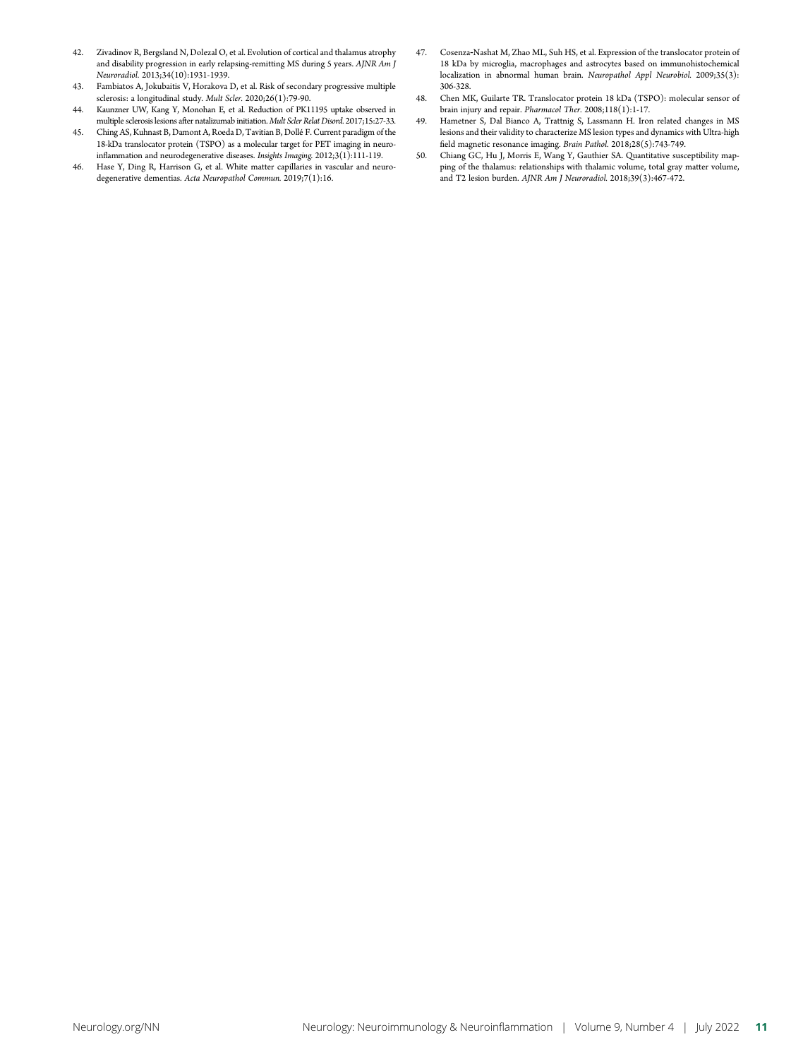42. Zivadinov R, Bergsland N, Dolezal O, et al. Evolution of cortical and thalamus atrophy and disability progression in early relapsing-remitting MS during 5 years. *AJNR Am J Neuroradiol*. 2013;34(10):1931-1939.
43. Fambiatos A, Jokubaitis V, Horakova D, et al. Risk of secondary progressive multiple sclerosis: a longitudinal study. *Mult Scler*. 2020;26(1):79-90.
44. Kaunzner UW, Kang Y, Monohan E, et al. Reduction of PK11195 uptake observed in multiple sclerosis lesions after natalizumab initiation. *Mult Scler Relat Disord*. 2017;15:27-33.
45. Ching AS, Kuhnast B, Damont A, Roeda D, Tavitian B, Dollé F. Current paradigm of the 18-kDa translocator protein (TSPO) as a molecular target for PET imaging in neuroinflammation and neurodegenerative diseases. *Insights Imaging*. 2012;3(1):111-119.
46. Hase Y, Ding R, Harrison G, et al. White matter capillaries in vascular and neurodegenerative dementias. *Acta Neuropathol Commun*. 2019;7(1):16.
47. Cosenza-Nashat M, Zhao ML, Suh HS, et al. Expression of the translocator protein of 18 kDa by microglia, macrophages and astrocytes based on immunohistochemical localization in abnormal human brain. *Neuropathol Appl Neurobiol*. 2009;35(3):306-328.
48. Chen MK, Guilarte TR. Translocator protein 18 kDa (TSPO): molecular sensor of brain injury and repair. *Pharmacol Ther*. 2008;118(1):1-17.
49. Hametner S, Dal Bianco A, Trattnig S, Lassmann H. Iron related changes in MS lesions and their validity to characterize MS lesion types and dynamics with Ultra-high field magnetic resonance imaging. *Brain Pathol*. 2018;28(5):743-749.
50. Chiang GC, Hu J, Morris E, Wang Y, Gauthier SA. Quantitative susceptibility mapping of the thalamus: relationships with thalamic volume, total gray matter volume, and T2 lesion burden. *AJNR Am J Neuroradiol*. 2018;39(3):467-472.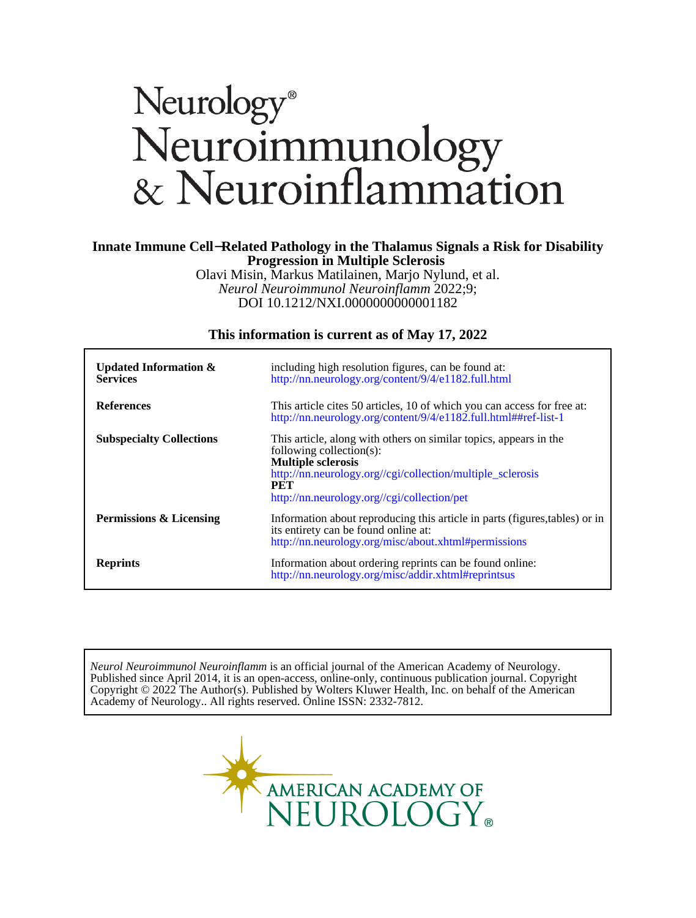# Neurology® Neuroimmunology & Neuroinflammation

**Innate Immune Cell−Related Pathology in the Thalamus Signals a Risk for Disability Progression in Multiple Sclerosis**

Olavi Misin, Markus Matilainen, Marjo Nylund, et al.
*Neurol Neuroimmunol Neuroinflamm* 2022;9;
DOI 10.1212/NXI.0000000000001182

**This information is current as of May 17, 2022**

| | |
|---|---|
| **Updated Information & Services** | including high resolution figures, can be found at: http://nn.neurology.org/content/9/4/e1182.full.html |
| **References** | This article cites 50 articles, 10 of which you can access for free at: http://nn.neurology.org/content/9/4/e1182.full.html##ref-list-1 |
| **Subspecialty Collections** | This article, along with others on similar topics, appears in the following collection(s): **Multiple sclerosis** http://nn.neurology.org//cgi/collection/multiple_sclerosis **PET** http://nn.neurology.org//cgi/collection/pet |
| **Permissions & Licensing** | Information about reproducing this article in parts (figures,tables) or in its entirety can be found online at: http://nn.neurology.org/misc/about.xhtml#permissions |
| **Reprints** | Information about ordering reprints can be found online: http://nn.neurology.org/misc/addir.xhtml#reprintsus |

*Neurol Neuroimmunol Neuroinflamm* is an official journal of the American Academy of Neurology. Published since April 2014, it is an open-access, online-only, continuous publication journal. Copyright Copyright © 2022 The Author(s). Published by Wolters Kluwer Health, Inc. on behalf of the American Academy of Neurology.. All rights reserved. Online ISSN: 2332-7812.

AMERICAN ACADEMY OF NEUROLOGY®